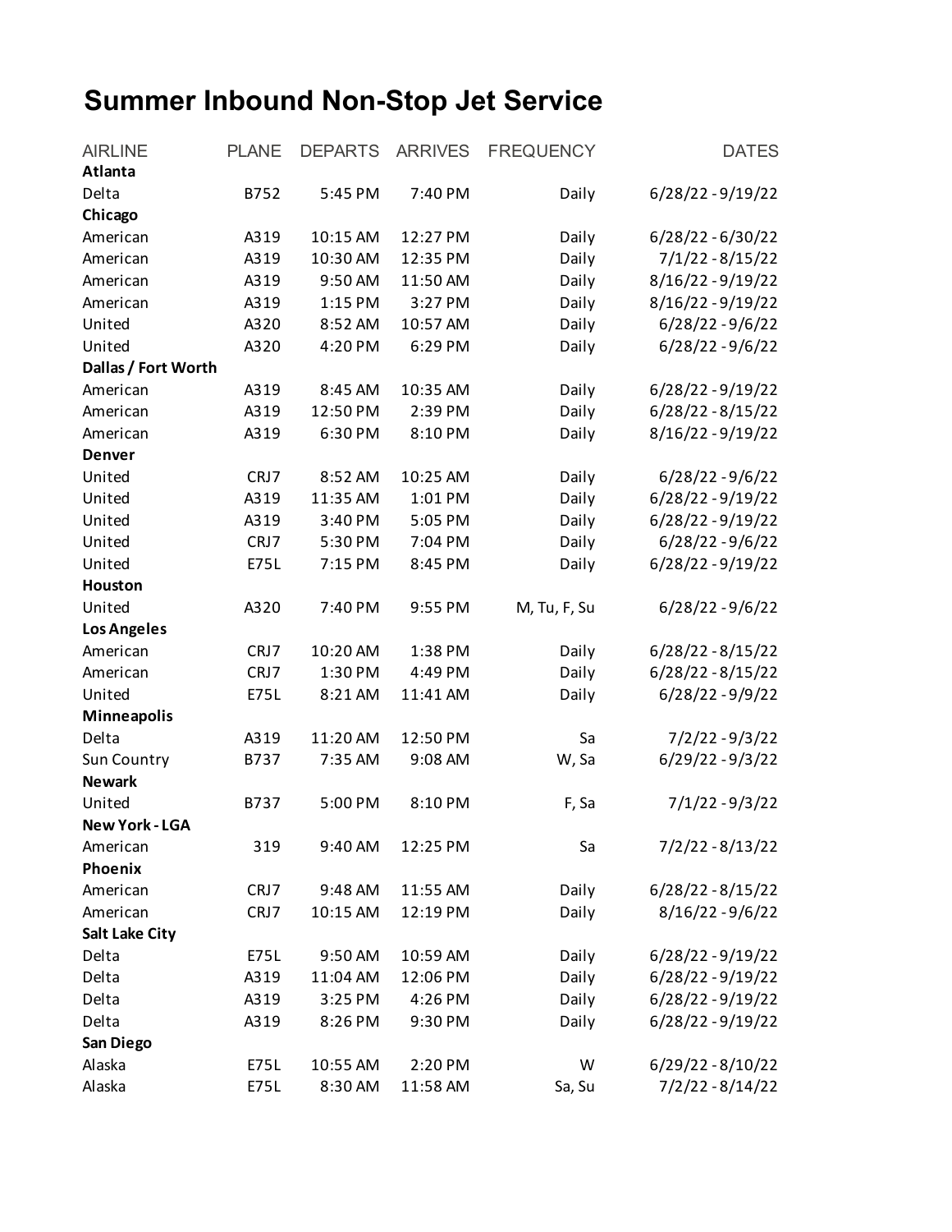# Summer Inbound Non-Stop Jet Service

| AIRLINE | PLANE | DEPARTS | ARRIVES | FREQUENCY | DATES |
|---|---|---|---|---|---|
| **Atlanta** | | | | | |
| Delta | B752 | 5:45 PM | 7:40 PM | Daily | 6/28/22 - 9/19/22 |
| **Chicago** | | | | | |
| American | A319 | 10:15 AM | 12:27 PM | Daily | 6/28/22 - 6/30/22 |
| American | A319 | 10:30 AM | 12:35 PM | Daily | 7/1/22 - 8/15/22 |
| American | A319 | 9:50 AM | 11:50 AM | Daily | 8/16/22 - 9/19/22 |
| American | A319 | 1:15 PM | 3:27 PM | Daily | 8/16/22 - 9/19/22 |
| United | A320 | 8:52 AM | 10:57 AM | Daily | 6/28/22 - 9/6/22 |
| United | A320 | 4:20 PM | 6:29 PM | Daily | 6/28/22 - 9/6/22 |
| **Dallas / Fort Worth** | | | | | |
| American | A319 | 8:45 AM | 10:35 AM | Daily | 6/28/22 - 9/19/22 |
| American | A319 | 12:50 PM | 2:39 PM | Daily | 6/28/22 - 8/15/22 |
| American | A319 | 6:30 PM | 8:10 PM | Daily | 8/16/22 - 9/19/22 |
| **Denver** | | | | | |
| United | CRJ7 | 8:52 AM | 10:25 AM | Daily | 6/28/22 - 9/6/22 |
| United | A319 | 11:35 AM | 1:01 PM | Daily | 6/28/22 - 9/19/22 |
| United | A319 | 3:40 PM | 5:05 PM | Daily | 6/28/22 - 9/19/22 |
| United | CRJ7 | 5:30 PM | 7:04 PM | Daily | 6/28/22 - 9/6/22 |
| United | E75L | 7:15 PM | 8:45 PM | Daily | 6/28/22 - 9/19/22 |
| **Houston** | | | | | |
| United | A320 | 7:40 PM | 9:55 PM | M, Tu, F, Su | 6/28/22 - 9/6/22 |
| **Los Angeles** | | | | | |
| American | CRJ7 | 10:20 AM | 1:38 PM | Daily | 6/28/22 - 8/15/22 |
| American | CRJ7 | 1:30 PM | 4:49 PM | Daily | 6/28/22 - 8/15/22 |
| United | E75L | 8:21 AM | 11:41 AM | Daily | 6/28/22 - 9/9/22 |
| **Minneapolis** | | | | | |
| Delta | A319 | 11:20 AM | 12:50 PM | Sa | 7/2/22 - 9/3/22 |
| Sun Country | B737 | 7:35 AM | 9:08 AM | W, Sa | 6/29/22 - 9/3/22 |
| **Newark** | | | | | |
| United | B737 | 5:00 PM | 8:10 PM | F, Sa | 7/1/22 - 9/3/22 |
| **New York - LGA** | | | | | |
| American | 319 | 9:40 AM | 12:25 PM | Sa | 7/2/22 - 8/13/22 |
| **Phoenix** | | | | | |
| American | CRJ7 | 9:48 AM | 11:55 AM | Daily | 6/28/22 - 8/15/22 |
| American | CRJ7 | 10:15 AM | 12:19 PM | Daily | 8/16/22 - 9/6/22 |
| **Salt Lake City** | | | | | |
| Delta | E75L | 9:50 AM | 10:59 AM | Daily | 6/28/22 - 9/19/22 |
| Delta | A319 | 11:04 AM | 12:06 PM | Daily | 6/28/22 - 9/19/22 |
| Delta | A319 | 3:25 PM | 4:26 PM | Daily | 6/28/22 - 9/19/22 |
| Delta | A319 | 8:26 PM | 9:30 PM | Daily | 6/28/22 - 9/19/22 |
| **San Diego** | | | | | |
| Alaska | E75L | 10:55 AM | 2:20 PM | W | 6/29/22 - 8/10/22 |
| Alaska | E75L | 8:30 AM | 11:58 AM | Sa, Su | 7/2/22 - 8/14/22 |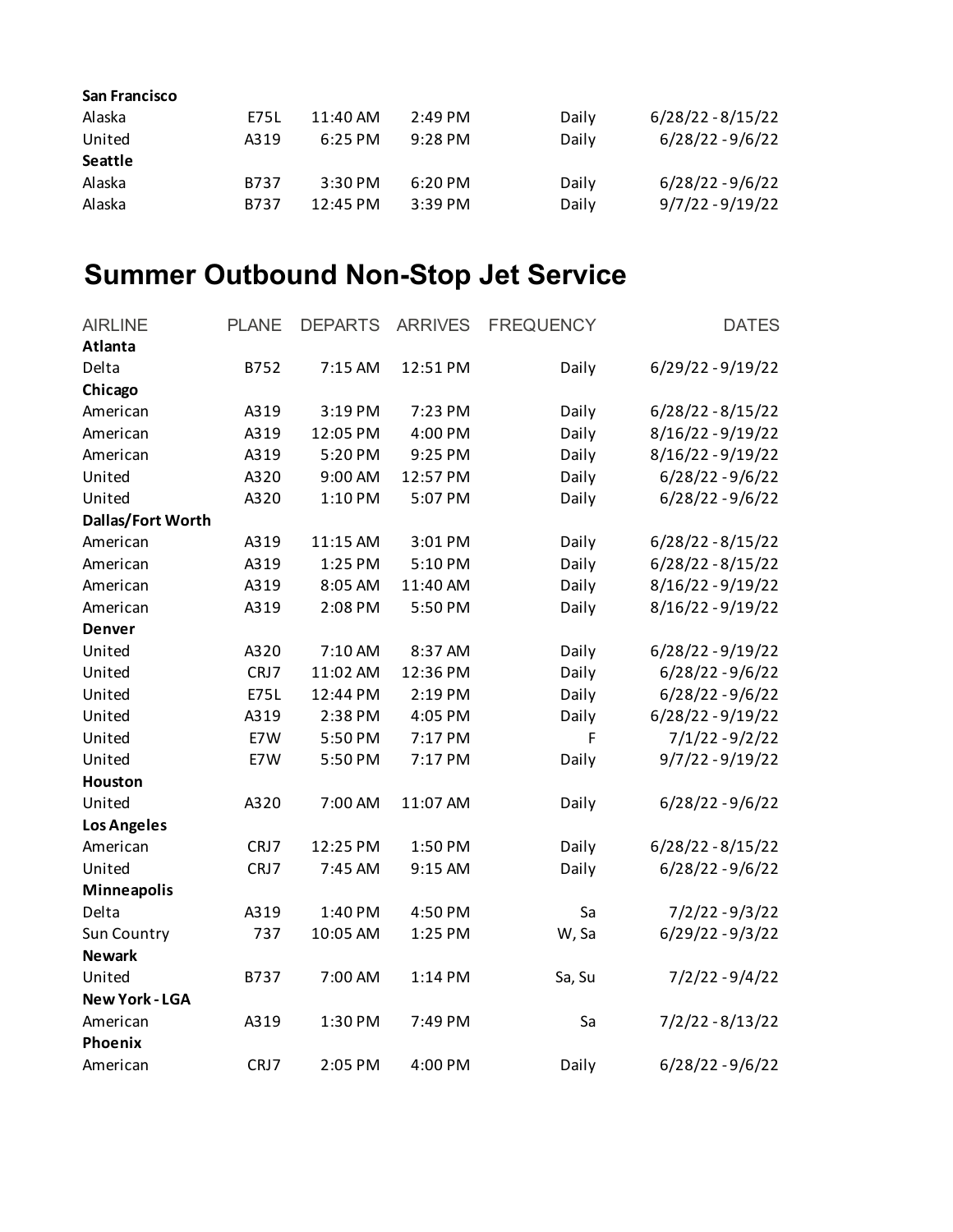| | | | | | |
|---|---|---|---|---|---|
| **San Francisco** | | | | | |
| Alaska | E75L | 11:40 AM | 2:49 PM | Daily | 6/28/22 - 8/15/22 |
| United | A319 | 6:25 PM | 9:28 PM | Daily | 6/28/22 - 9/6/22 |
| **Seattle** | | | | | |
| Alaska | B737 | 3:30 PM | 6:20 PM | Daily | 6/28/22 - 9/6/22 |
| Alaska | B737 | 12:45 PM | 3:39 PM | Daily | 9/7/22 - 9/19/22 |

# Summer Outbound Non-Stop Jet Service

| AIRLINE | PLANE | DEPARTS | ARRIVES | FREQUENCY | DATES |
|---|---|---|---|---|---|
| **Atlanta** | | | | | |
| Delta | B752 | 7:15 AM | 12:51 PM | Daily | 6/29/22 - 9/19/22 |
| **Chicago** | | | | | |
| American | A319 | 3:19 PM | 7:23 PM | Daily | 6/28/22 - 8/15/22 |
| American | A319 | 12:05 PM | 4:00 PM | Daily | 8/16/22 - 9/19/22 |
| American | A319 | 5:20 PM | 9:25 PM | Daily | 8/16/22 - 9/19/22 |
| United | A320 | 9:00 AM | 12:57 PM | Daily | 6/28/22 - 9/6/22 |
| United | A320 | 1:10 PM | 5:07 PM | Daily | 6/28/22 - 9/6/22 |
| **Dallas/Fort Worth** | | | | | |
| American | A319 | 11:15 AM | 3:01 PM | Daily | 6/28/22 - 8/15/22 |
| American | A319 | 1:25 PM | 5:10 PM | Daily | 6/28/22 - 8/15/22 |
| American | A319 | 8:05 AM | 11:40 AM | Daily | 8/16/22 - 9/19/22 |
| American | A319 | 2:08 PM | 5:50 PM | Daily | 8/16/22 - 9/19/22 |
| **Denver** | | | | | |
| United | A320 | 7:10 AM | 8:37 AM | Daily | 6/28/22 - 9/19/22 |
| United | CRJ7 | 11:02 AM | 12:36 PM | Daily | 6/28/22 - 9/6/22 |
| United | E75L | 12:44 PM | 2:19 PM | Daily | 6/28/22 - 9/6/22 |
| United | A319 | 2:38 PM | 4:05 PM | Daily | 6/28/22 - 9/19/22 |
| United | E7W | 5:50 PM | 7:17 PM | F | 7/1/22 - 9/2/22 |
| United | E7W | 5:50 PM | 7:17 PM | Daily | 9/7/22 - 9/19/22 |
| **Houston** | | | | | |
| United | A320 | 7:00 AM | 11:07 AM | Daily | 6/28/22 - 9/6/22 |
| **Los Angeles** | | | | | |
| American | CRJ7 | 12:25 PM | 1:50 PM | Daily | 6/28/22 - 8/15/22 |
| United | CRJ7 | 7:45 AM | 9:15 AM | Daily | 6/28/22 - 9/6/22 |
| **Minneapolis** | | | | | |
| Delta | A319 | 1:40 PM | 4:50 PM | Sa | 7/2/22 - 9/3/22 |
| Sun Country | 737 | 10:05 AM | 1:25 PM | W, Sa | 6/29/22 - 9/3/22 |
| **Newark** | | | | | |
| United | B737 | 7:00 AM | 1:14 PM | Sa, Su | 7/2/22 - 9/4/22 |
| **New York - LGA** | | | | | |
| American | A319 | 1:30 PM | 7:49 PM | Sa | 7/2/22 - 8/13/22 |
| **Phoenix** | | | | | |
| American | CRJ7 | 2:05 PM | 4:00 PM | Daily | 6/28/22 - 9/6/22 |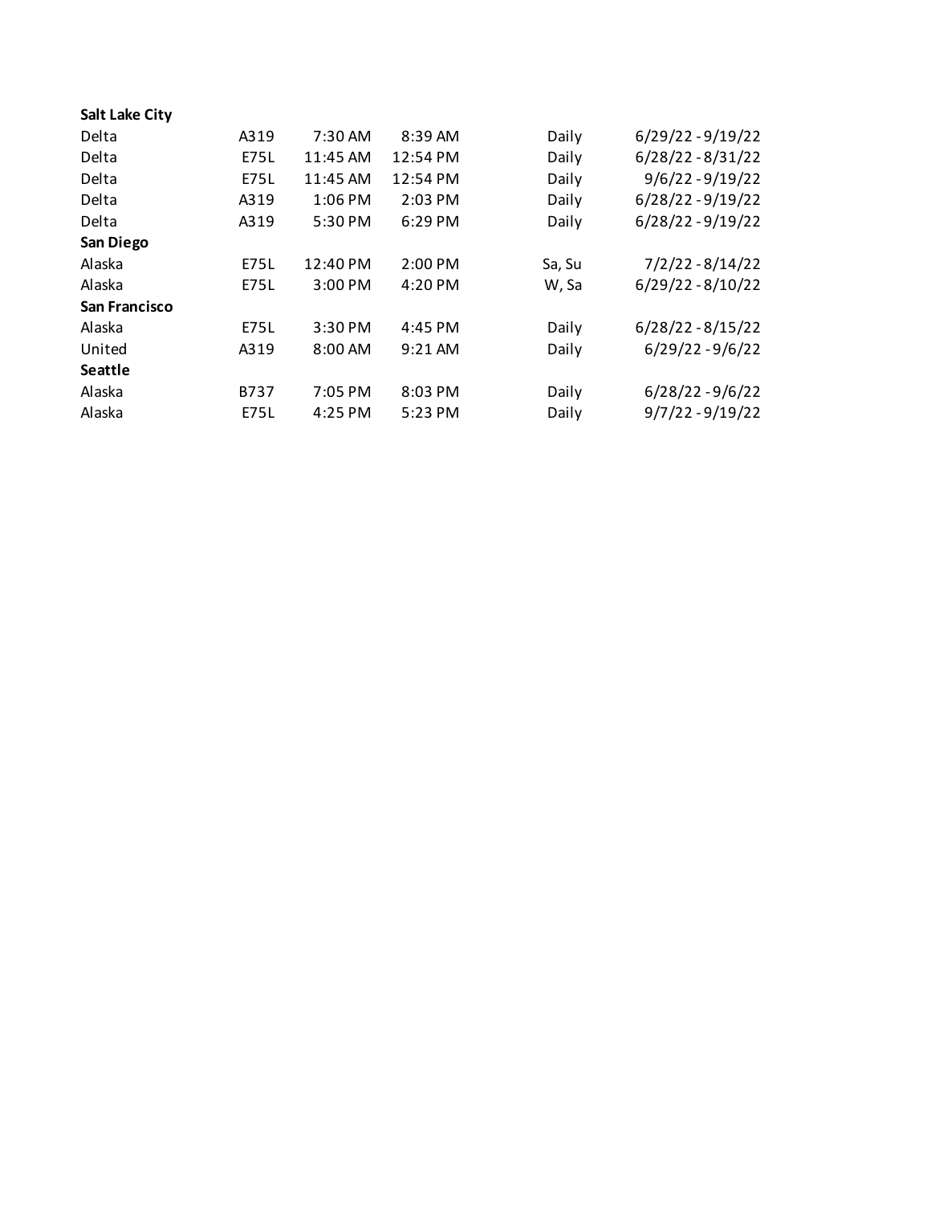| | | | | | |
|---|---|---|---|---|---|
| **Salt Lake City** | | | | | |
| Delta | A319 | 7:30 AM | 8:39 AM | Daily | 6/29/22 - 9/19/22 |
| Delta | E75L | 11:45 AM | 12:54 PM | Daily | 6/28/22 - 8/31/22 |
| Delta | E75L | 11:45 AM | 12:54 PM | Daily | 9/6/22 - 9/19/22 |
| Delta | A319 | 1:06 PM | 2:03 PM | Daily | 6/28/22 - 9/19/22 |
| Delta | A319 | 5:30 PM | 6:29 PM | Daily | 6/28/22 - 9/19/22 |
| **San Diego** | | | | | |
| Alaska | E75L | 12:40 PM | 2:00 PM | Sa, Su | 7/2/22 - 8/14/22 |
| Alaska | E75L | 3:00 PM | 4:20 PM | W, Sa | 6/29/22 - 8/10/22 |
| **San Francisco** | | | | | |
| Alaska | E75L | 3:30 PM | 4:45 PM | Daily | 6/28/22 - 8/15/22 |
| United | A319 | 8:00 AM | 9:21 AM | Daily | 6/29/22 - 9/6/22 |
| **Seattle** | | | | | |
| Alaska | B737 | 7:05 PM | 8:03 PM | Daily | 6/28/22 - 9/6/22 |
| Alaska | E75L | 4:25 PM | 5:23 PM | Daily | 9/7/22 - 9/19/22 |